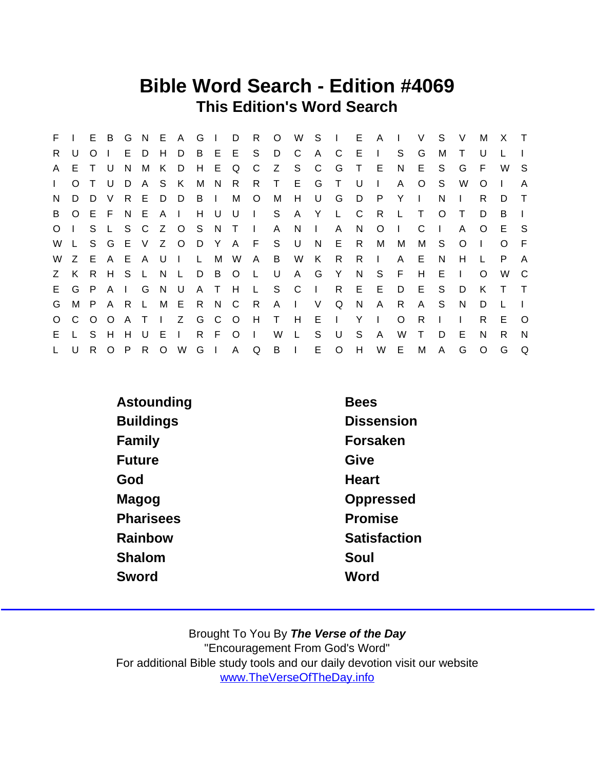# Bible Word Search - Edition #4069

## This Edition's Word Search

```
F I E B G N E A G I D R O W S I E A I V S V M X T
R U O I E D H D B E E S D C A C E I S G M T U L I
A E T U N M K D H E Q C Z S C G T E N E S G F W S
I O T U D A S K M N R R T E G T U I A O S W O I A
N D D V R E D D B I M O M H U G D P Y I N I R D T
B O E F N E A I H U U I S A Y L C R L T O T D B I
O I S L S C Z O S N T I A N I A N O I C I A O E S
W L S G E V Z O D Y A F S U N E R M M M S O I O F
W Z E A E A U I L M W A B W K R R I A E N H L P A
Z K R H S L N L D B O L U A G Y N S F H E I O W C
E G P A I G N U A T H L S C I R E E D E S D K T T
G M P A R L M E R N C R A I V Q N A R A S N D L I
O C O O A T I Z G C O H T H E I Y I O R I I R E O
E L S H H U E I R F O I W L S U S A W T D E N R N
L U R O P R O W G I A Q B I E O H W E M A G O G Q
```

| | |
|---|---|
| Astounding | Bees |
| Buildings | Dissension |
| Family | Forsaken |
| Future | Give |
| God | Heart |
| Magog | Oppressed |
| Pharisees | Promise |
| Rainbow | Satisfaction |
| Shalom | Soul |
| Sword | Word |

Brought To You By ***The Verse of the Day***

"Encouragement From God's Word"

For additional Bible study tools and our daily devotion visit our website

www.TheVerseOfTheDay.info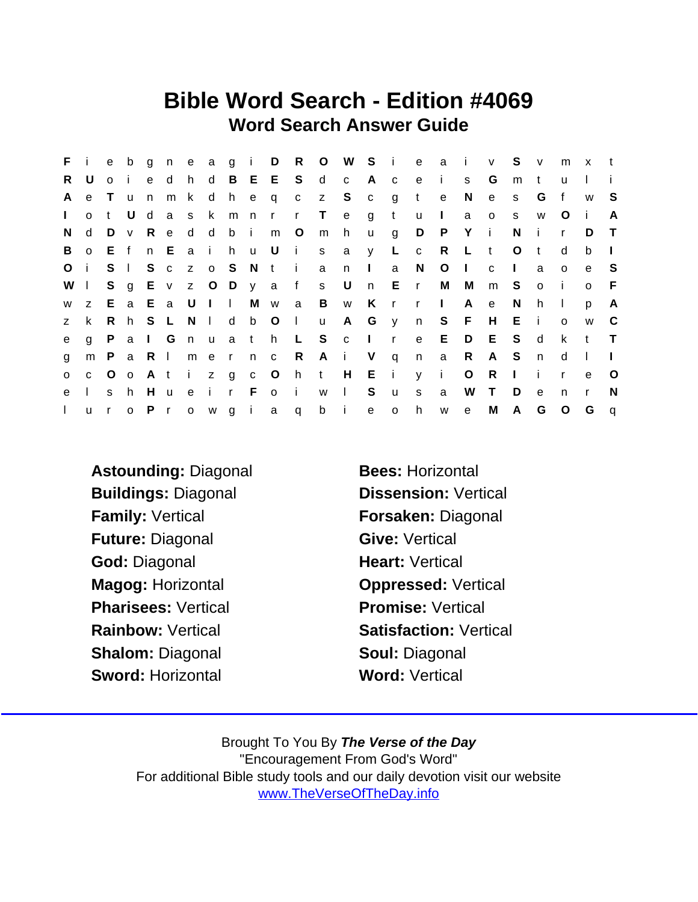# Bible Word Search - Edition #4069

## Word Search Answer Guide

| | | | | | | | | | | | | | | | | | | | | | | | |
|---|---|---|---|---|---|---|---|---|---|---|---|---|---|---|---|---|---|---|---|---|---|---|---|
| F | i | e | b | g | n | e | a | g | i | D | R | O | W | S | i | e | a | i | v | S | v | m | x | t |
| R | U | o | i | e | d | h | d | B | E | E | S | d | c | A | c | e | i | s | G | m | t | u | l | i |
| A | e | T | u | n | m | k | d | h | e | q | c | z | S | c | g | t | e | N | e | s | G | f | w | S |
| I | o | t | U | d | a | s | k | m | n | r | r | T | e | g | t | u | I | a | o | s | w | O | i | A |
| N | d | D | v | R | e | d | d | b | i | m | O | m | h | u | g | D | P | Y | i | N | i | r | D | T |
| B | o | E | f | n | E | a | i | h | u | U | i | s | a | y | L | c | R | L | t | O | t | d | b | I |
| O | i | S | l | S | c | z | o | S | N | t | i | a | n | I | a | N | O | I | c | I | a | o | e | S |
| W | l | S | g | E | v | z | O | D | y | a | f | s | U | n | E | r | M | M | m | S | o | i | o | F |
| w | z | E | a | E | a | U | I | l | M | w | a | B | w | K | r | r | I | A | e | N | h | l | p | A |
| z | k | R | h | S | L | N | l | d | b | O | l | u | A | G | y | n | S | F | H | E | i | o | w | C |
| e | g | P | a | I | G | n | u | a | t | h | L | S | c | I | r | e | E | D | E | S | d | k | t | T |
| g | m | P | a | R | l | m | e | r | n | c | R | A | i | V | q | n | a | R | A | S | n | d | l | I |
| o | c | O | o | A | t | i | z | g | c | O | h | t | H | E | i | y | i | O | R | I | i | r | e | O |
| e | l | s | h | H | u | e | i | r | F | o | i | w | l | S | u | s | a | W | T | D | e | n | r | N |
| l | u | r | o | P | r | o | w | g | i | a | q | b | i | e | o | h | w | e | M | A | G | O | G | q |

**Astounding:** Diagonal
**Bees:** Horizontal
**Buildings:** Diagonal
**Dissension:** Vertical
**Family:** Vertical
**Forsaken:** Diagonal
**Future:** Diagonal
**Give:** Vertical
**God:** Diagonal
**Heart:** Vertical
**Magog:** Horizontal
**Oppressed:** Vertical
**Pharisees:** Vertical
**Promise:** Vertical
**Rainbow:** Vertical
**Satisfaction:** Vertical
**Shalom:** Diagonal
**Soul:** Diagonal
**Sword:** Horizontal
**Word:** Vertical

Brought To You By ***The Verse of the Day***
"Encouragement From God's Word"
For additional Bible study tools and our daily devotion visit our website
www.TheVerseOfTheDay.info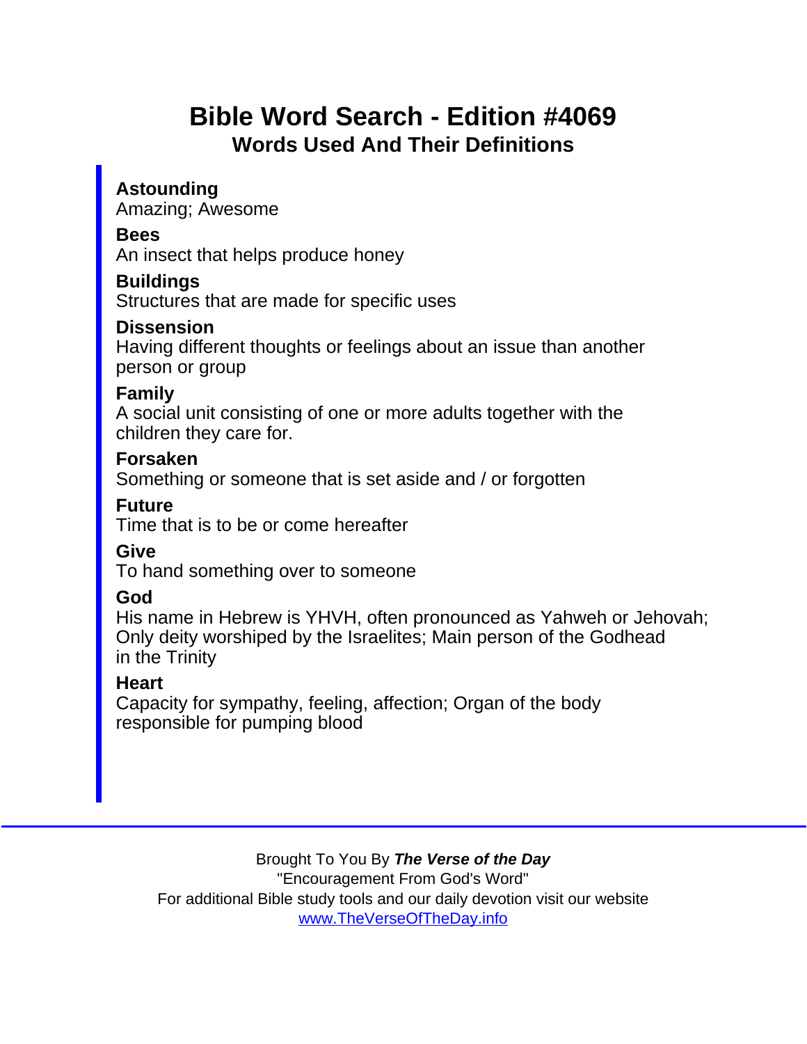# Bible Word Search - Edition #4069

## Words Used And Their Definitions

**Astounding**
Amazing; Awesome

**Bees**
An insect that helps produce honey

**Buildings**
Structures that are made for specific uses

**Dissension**
Having different thoughts or feelings about an issue than another person or group

**Family**
A social unit consisting of one or more adults together with the children they care for.

**Forsaken**
Something or someone that is set aside and / or forgotten

**Future**
Time that is to be or come hereafter

**Give**
To hand something over to someone

**God**
His name in Hebrew is YHVH, often pronounced as Yahweh or Jehovah; Only deity worshiped by the Israelites; Main person of the Godhead in the Trinity

**Heart**
Capacity for sympathy, feeling, affection; Organ of the body responsible for pumping blood

---

Brought To You By ***The Verse of the Day***
"Encouragement From God's Word"
For additional Bible study tools and our daily devotion visit our website
[www.TheVerseOfTheDay.info](http://www.TheVerseOfTheDay.info)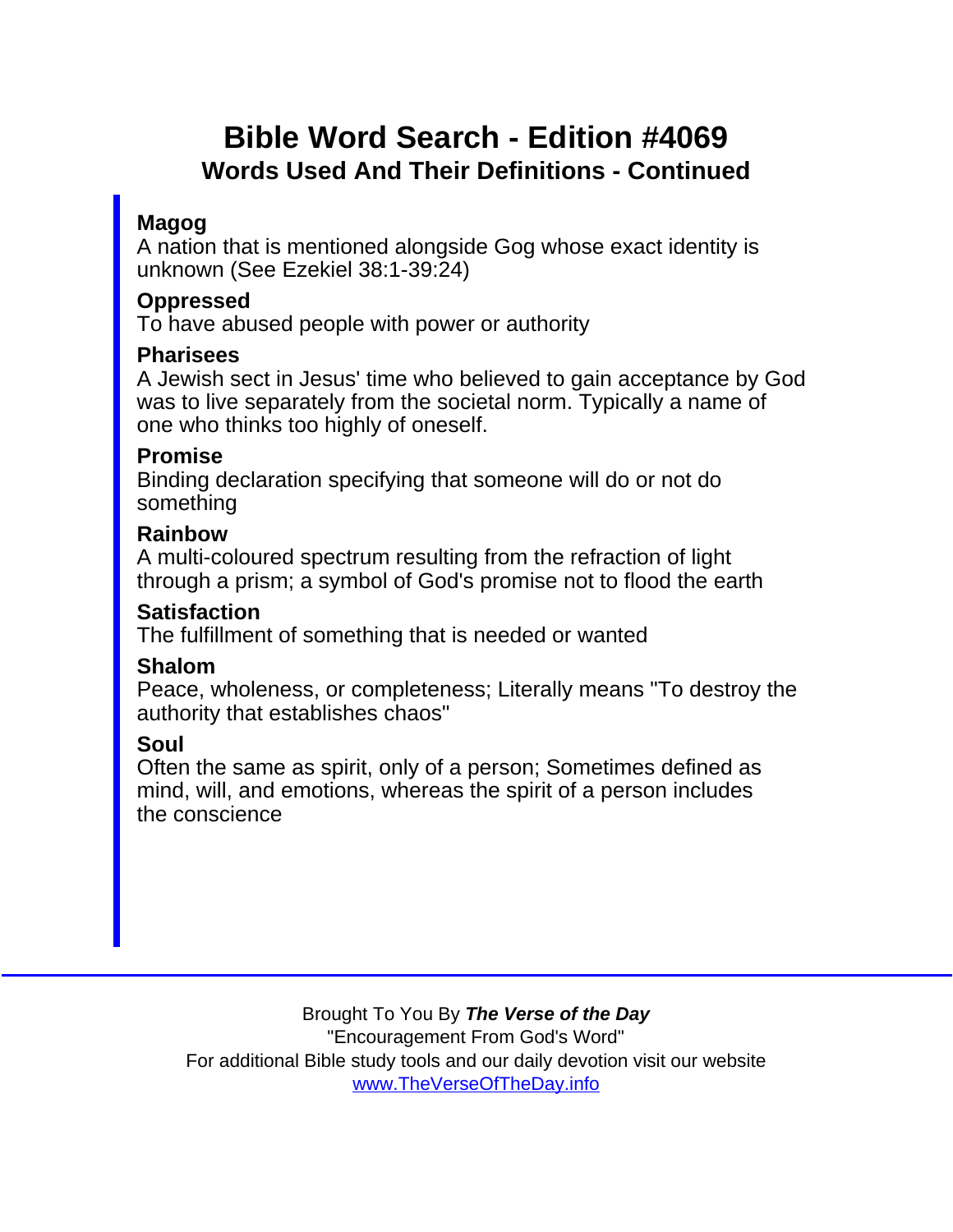# Bible Word Search - Edition #4069

## Words Used And Their Definitions - Continued

**Magog**
A nation that is mentioned alongside Gog whose exact identity is unknown (See Ezekiel 38:1-39:24)

**Oppressed**
To have abused people with power or authority

**Pharisees**
A Jewish sect in Jesus' time who believed to gain acceptance by God was to live separately from the societal norm. Typically a name of one who thinks too highly of oneself.

**Promise**
Binding declaration specifying that someone will do or not do something

**Rainbow**
A multi-coloured spectrum resulting from the refraction of light through a prism; a symbol of God's promise not to flood the earth

**Satisfaction**
The fulfillment of something that is needed or wanted

**Shalom**
Peace, wholeness, or completeness; Literally means "To destroy the authority that establishes chaos"

**Soul**
Often the same as spirit, only of a person; Sometimes defined as mind, will, and emotions, whereas the spirit of a person includes the conscience

---

Brought To You By ***The Verse of the Day***
"Encouragement From God's Word"
For additional Bible study tools and our daily devotion visit our website
www.TheVerseOfTheDay.info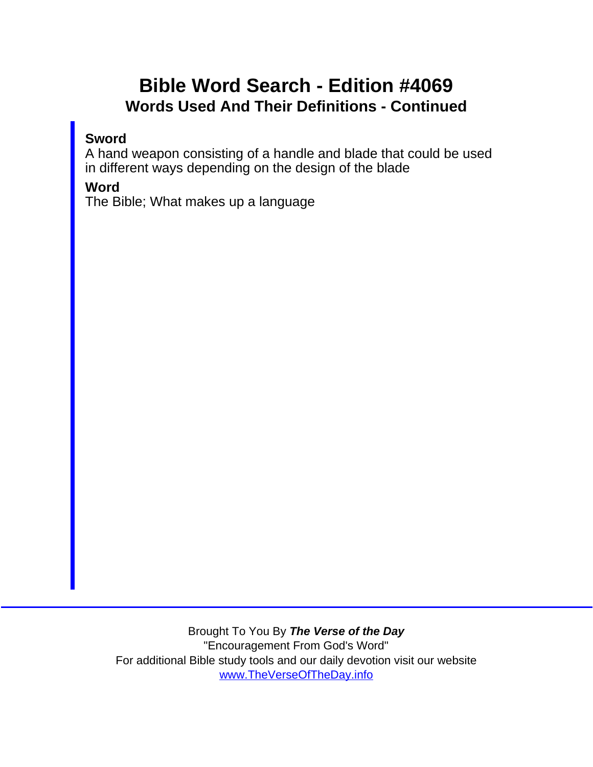# Bible Word Search - Edition #4069

## Words Used And Their Definitions - Continued

**Sword**
A hand weapon consisting of a handle and blade that could be used in different ways depending on the design of the blade

**Word**
The Bible; What makes up a language

Brought To You By ***The Verse of the Day***
"Encouragement From God's Word"
For additional Bible study tools and our daily devotion visit our website
www.TheVerseOfTheDay.info